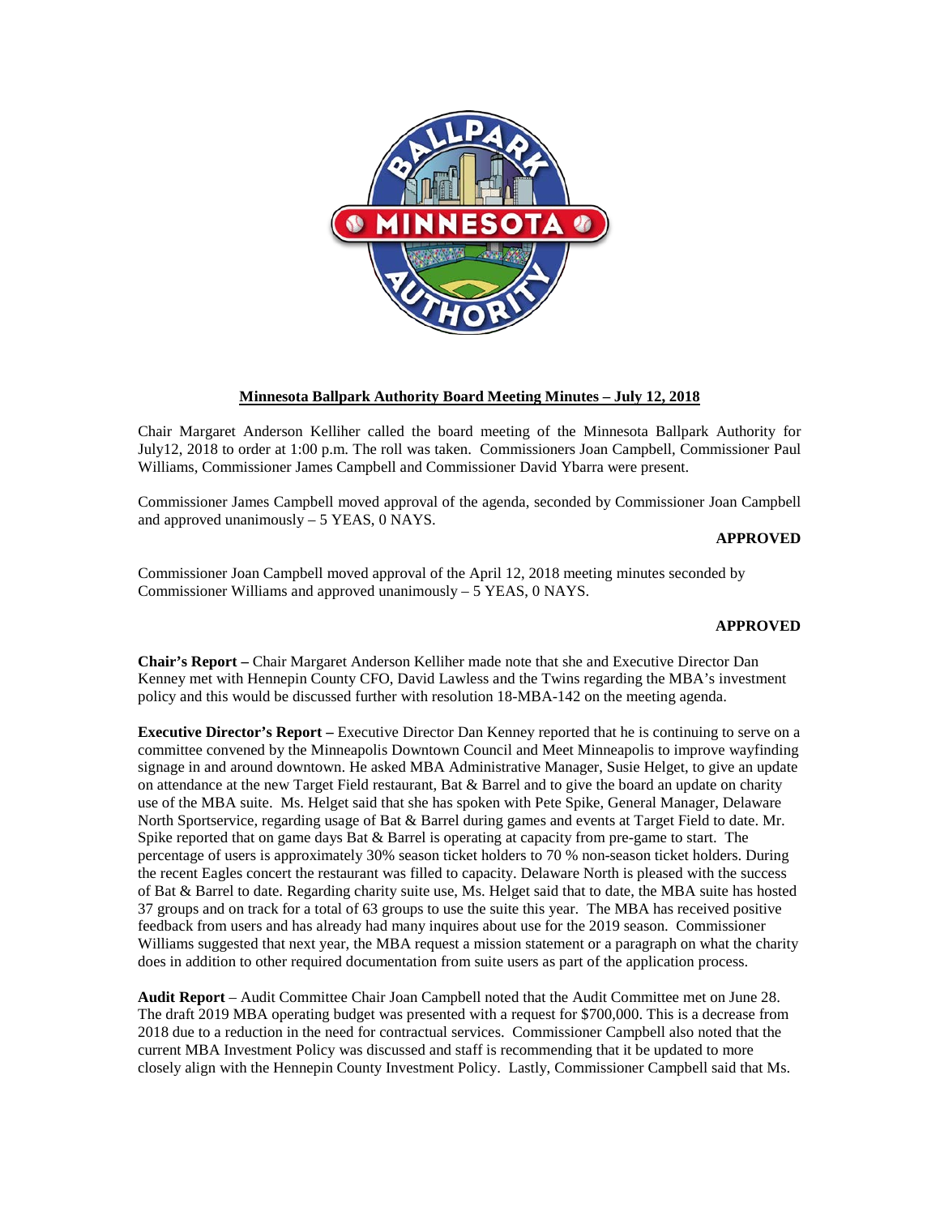## Minnesota Ballpark Authority Board Meeting Minutes – July 12, 2018

Chair Margaret Anderson Kelliher called the board meeting of the Minnesota Ballpark Authority for July12, 2018 to order at 1:00 p.m. The roll was taken. Commissioners Joan Campbell, Commissioner Paul Williams, Commissioner James Campbell and Commissioner David Ybarra were present.

Commissioner James Campbell moved approval of the agenda, seconded by Commissioner Joan Campbell and approved unanimously – 5 YEAS, 0 NAYS.

**APPROVED**

Commissioner Joan Campbell moved approval of the April 12, 2018 meeting minutes seconded by Commissioner Williams and approved unanimously – 5 YEAS, 0 NAYS.

**APPROVED**

**Chair's Report –** Chair Margaret Anderson Kelliher made note that she and Executive Director Dan Kenney met with Hennepin County CFO, David Lawless and the Twins regarding the MBA's investment policy and this would be discussed further with resolution 18-MBA-142 on the meeting agenda.

**Executive Director's Report –** Executive Director Dan Kenney reported that he is continuing to serve on a committee convened by the Minneapolis Downtown Council and Meet Minneapolis to improve wayfinding signage in and around downtown. He asked MBA Administrative Manager, Susie Helget, to give an update on attendance at the new Target Field restaurant, Bat & Barrel and to give the board an update on charity use of the MBA suite. Ms. Helget said that she has spoken with Pete Spike, General Manager, Delaware North Sportservice, regarding usage of Bat & Barrel during games and events at Target Field to date. Mr. Spike reported that on game days Bat & Barrel is operating at capacity from pre-game to start. The percentage of users is approximately 30% season ticket holders to 70 % non-season ticket holders. During the recent Eagles concert the restaurant was filled to capacity. Delaware North is pleased with the success of Bat & Barrel to date. Regarding charity suite use, Ms. Helget said that to date, the MBA suite has hosted 37 groups and on track for a total of 63 groups to use the suite this year. The MBA has received positive feedback from users and has already had many inquires about use for the 2019 season. Commissioner Williams suggested that next year, the MBA request a mission statement or a paragraph on what the charity does in addition to other required documentation from suite users as part of the application process.

**Audit Report** – Audit Committee Chair Joan Campbell noted that the Audit Committee met on June 28. The draft 2019 MBA operating budget was presented with a request for $700,000. This is a decrease from 2018 due to a reduction in the need for contractual services. Commissioner Campbell also noted that the current MBA Investment Policy was discussed and staff is recommending that it be updated to more closely align with the Hennepin County Investment Policy. Lastly, Commissioner Campbell said that Ms.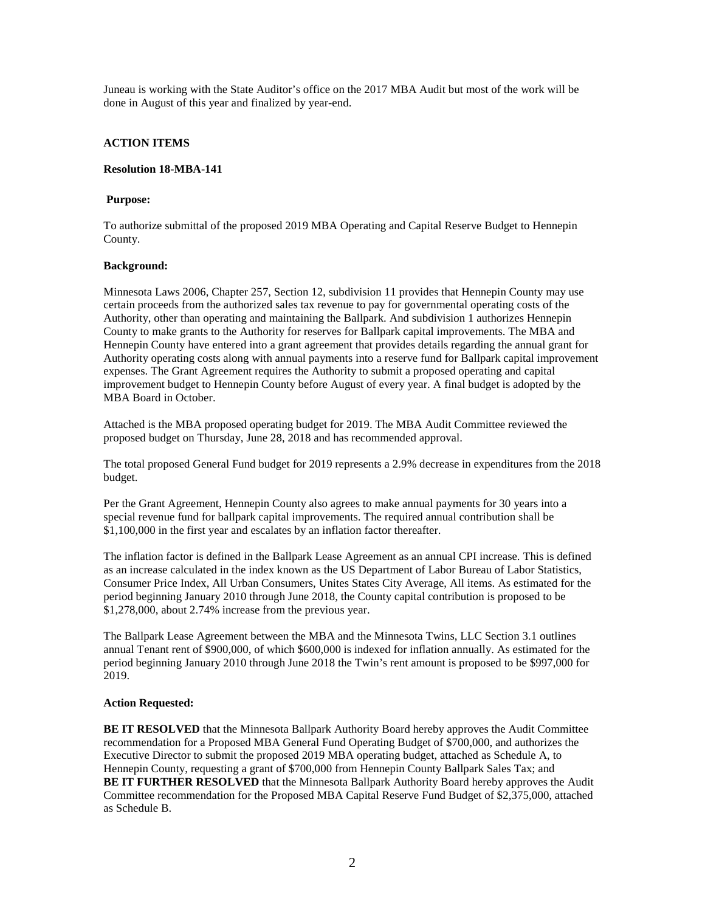Juneau is working with the State Auditor's office on the 2017 MBA Audit but most of the work will be done in August of this year and finalized by year-end.

**ACTION ITEMS**

**Resolution 18-MBA-141**

**Purpose:**

To authorize submittal of the proposed 2019 MBA Operating and Capital Reserve Budget to Hennepin County.

**Background:**

Minnesota Laws 2006, Chapter 257, Section 12, subdivision 11 provides that Hennepin County may use certain proceeds from the authorized sales tax revenue to pay for governmental operating costs of the Authority, other than operating and maintaining the Ballpark. And subdivision 1 authorizes Hennepin County to make grants to the Authority for reserves for Ballpark capital improvements. The MBA and Hennepin County have entered into a grant agreement that provides details regarding the annual grant for Authority operating costs along with annual payments into a reserve fund for Ballpark capital improvement expenses. The Grant Agreement requires the Authority to submit a proposed operating and capital improvement budget to Hennepin County before August of every year. A final budget is adopted by the MBA Board in October.

Attached is the MBA proposed operating budget for 2019. The MBA Audit Committee reviewed the proposed budget on Thursday, June 28, 2018 and has recommended approval.

The total proposed General Fund budget for 2019 represents a 2.9% decrease in expenditures from the 2018 budget.

Per the Grant Agreement, Hennepin County also agrees to make annual payments for 30 years into a special revenue fund for ballpark capital improvements. The required annual contribution shall be $1,100,000 in the first year and escalates by an inflation factor thereafter.

The inflation factor is defined in the Ballpark Lease Agreement as an annual CPI increase. This is defined as an increase calculated in the index known as the US Department of Labor Bureau of Labor Statistics, Consumer Price Index, All Urban Consumers, Unites States City Average, All items. As estimated for the period beginning January 2010 through June 2018, the County capital contribution is proposed to be $1,278,000, about 2.74% increase from the previous year.

The Ballpark Lease Agreement between the MBA and the Minnesota Twins, LLC Section 3.1 outlines annual Tenant rent of $900,000, of which $600,000 is indexed for inflation annually. As estimated for the period beginning January 2010 through June 2018 the Twin's rent amount is proposed to be $997,000 for 2019.

**Action Requested:**

**BE IT RESOLVED** that the Minnesota Ballpark Authority Board hereby approves the Audit Committee recommendation for a Proposed MBA General Fund Operating Budget of $700,000, and authorizes the Executive Director to submit the proposed 2019 MBA operating budget, attached as Schedule A, to Hennepin County, requesting a grant of $700,000 from Hennepin County Ballpark Sales Tax; and
**BE IT FURTHER RESOLVED** that the Minnesota Ballpark Authority Board hereby approves the Audit Committee recommendation for the Proposed MBA Capital Reserve Fund Budget of $2,375,000, attached as Schedule B.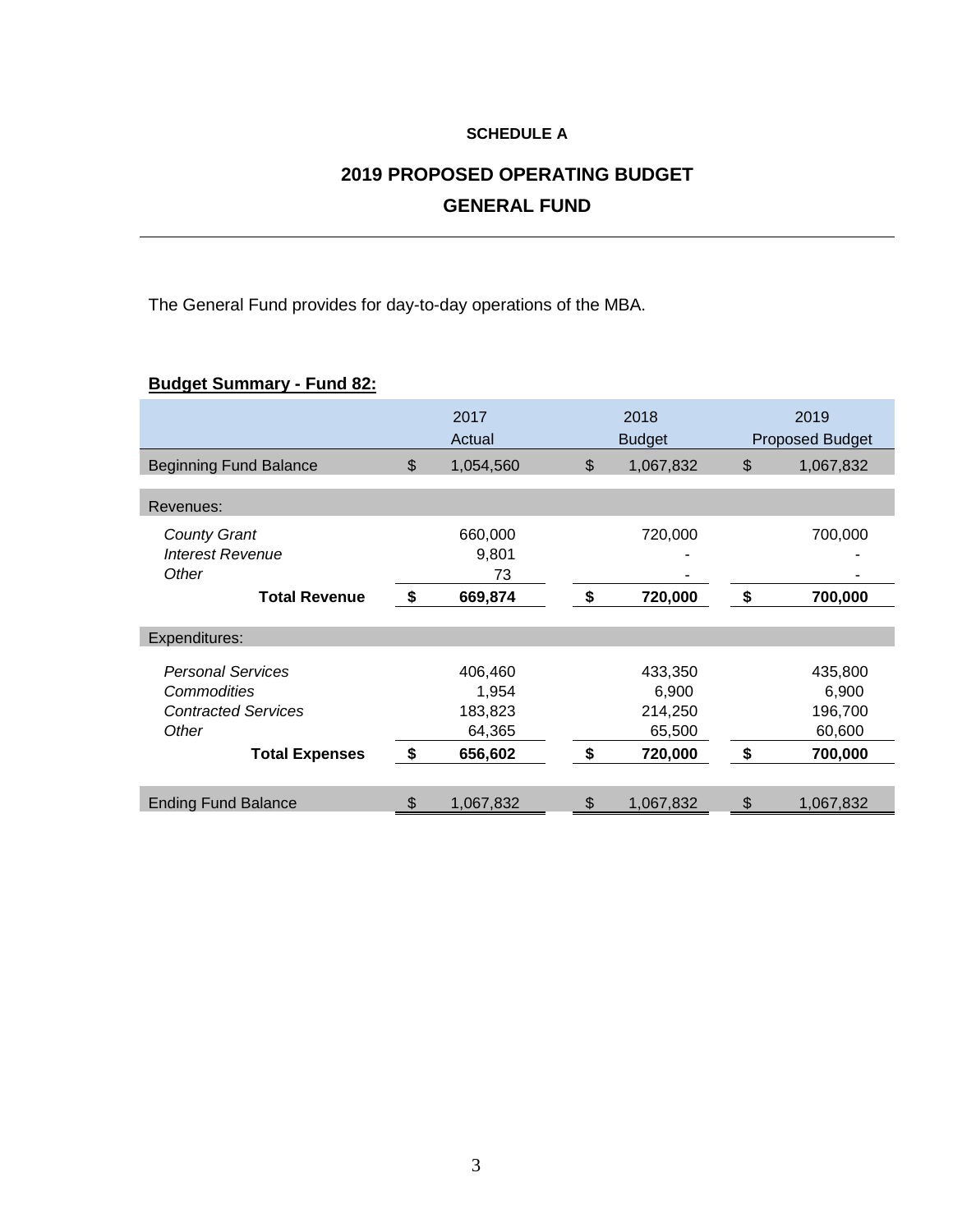**SCHEDULE A**

# 2019 PROPOSED OPERATING BUDGET
# GENERAL FUND

---

The General Fund provides for day-to-day operations of the MBA.

**Budget Summary - Fund 82:**

| | 2017 Actual | 2018 Budget | 2019 Proposed Budget |
|---|---|---|---|
| Beginning Fund Balance | $ 1,054,560 | $ 1,067,832 | $ 1,067,832 |
| Revenues: | | | |
| *County Grant* | 660,000 | 720,000 | 700,000 |
| *Interest Revenue* | 9,801 | - | - |
| *Other* | 73 | - | - |
| **Total Revenue** | **$ 669,874** | **$ 720,000** | **$ 700,000** |
| Expenditures: | | | |
| *Personal Services* | 406,460 | 433,350 | 435,800 |
| *Commodities* | 1,954 | 6,900 | 6,900 |
| *Contracted Services* | 183,823 | 214,250 | 196,700 |
| *Other* | 64,365 | 65,500 | 60,600 |
| **Total Expenses** | **$ 656,602** | **$ 720,000** | **$ 700,000** |
| Ending Fund Balance | $ 1,067,832 | $ 1,067,832 | $ 1,067,832 |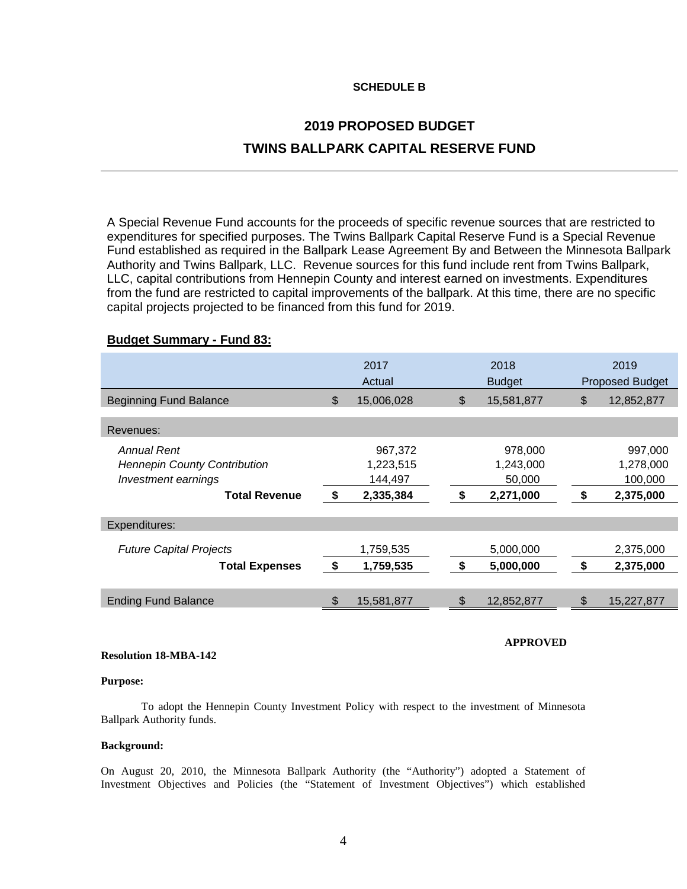**SCHEDULE B**

## 2019 PROPOSED BUDGET

## TWINS BALLPARK CAPITAL RESERVE FUND

---

A Special Revenue Fund accounts for the proceeds of specific revenue sources that are restricted to expenditures for specified purposes. The Twins Ballpark Capital Reserve Fund is a Special Revenue Fund established as required in the Ballpark Lease Agreement By and Between the Minnesota Ballpark Authority and Twins Ballpark, LLC. Revenue sources for this fund include rent from Twins Ballpark, LLC, capital contributions from Hennepin County and interest earned on investments. Expenditures from the fund are restricted to capital improvements of the ballpark. At this time, there are no specific capital projects projected to be financed from this fund for 2019.

**Budget Summary - Fund 83:**

| | 2017 Actual | 2018 Budget | 2019 Proposed Budget |
|---|---|---|---|
| Beginning Fund Balance | $ 15,006,028 | $ 15,581,877 | $ 12,852,877 |
| Revenues: | | | |
| *Annual Rent* | 967,372 | 978,000 | 997,000 |
| *Hennepin County Contribution* | 1,223,515 | 1,243,000 | 1,278,000 |
| *Investment earnings* | 144,497 | 50,000 | 100,000 |
| **Total Revenue** | **$ 2,335,384** | **$ 2,271,000** | **$ 2,375,000** |
| Expenditures: | | | |
| *Future Capital Projects* | 1,759,535 | 5,000,000 | 2,375,000 |
| **Total Expenses** | **$ 1,759,535** | **$ 5,000,000** | **$ 2,375,000** |
| Ending Fund Balance | $ 15,581,877 | $ 12,852,877 | $ 15,227,877 |

**APPROVED**

**Resolution 18-MBA-142**

**Purpose:**

To adopt the Hennepin County Investment Policy with respect to the investment of Minnesota Ballpark Authority funds.

**Background:**

On August 20, 2010, the Minnesota Ballpark Authority (the "Authority") adopted a Statement of Investment Objectives and Policies (the "Statement of Investment Objectives") which established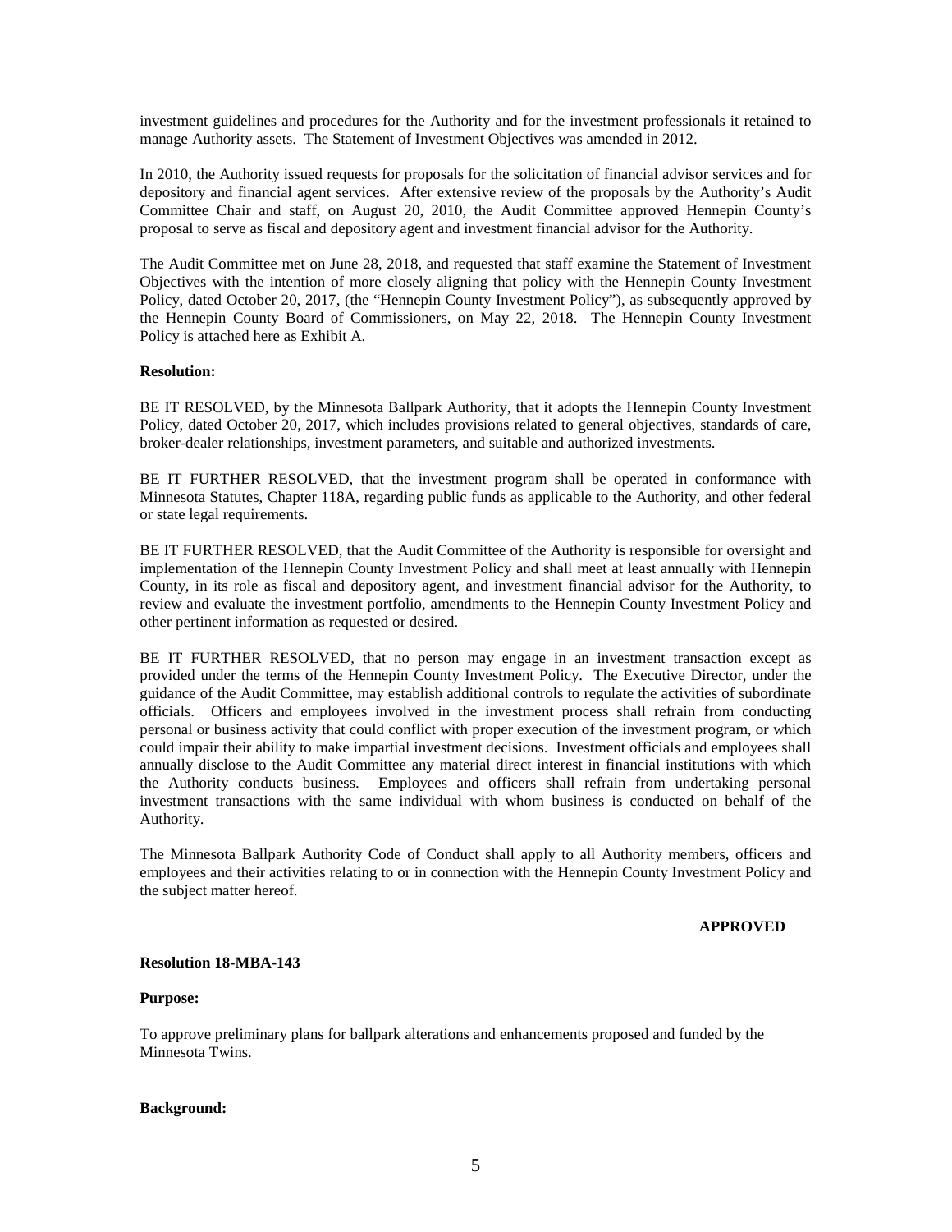investment guidelines and procedures for the Authority and for the investment professionals it retained to manage Authority assets. The Statement of Investment Objectives was amended in 2012.

In 2010, the Authority issued requests for proposals for the solicitation of financial advisor services and for depository and financial agent services. After extensive review of the proposals by the Authority's Audit Committee Chair and staff, on August 20, 2010, the Audit Committee approved Hennepin County's proposal to serve as fiscal and depository agent and investment financial advisor for the Authority.

The Audit Committee met on June 28, 2018, and requested that staff examine the Statement of Investment Objectives with the intention of more closely aligning that policy with the Hennepin County Investment Policy, dated October 20, 2017, (the "Hennepin County Investment Policy"), as subsequently approved by the Hennepin County Board of Commissioners, on May 22, 2018. The Hennepin County Investment Policy is attached here as Exhibit A.

**Resolution:**

BE IT RESOLVED, by the Minnesota Ballpark Authority, that it adopts the Hennepin County Investment Policy, dated October 20, 2017, which includes provisions related to general objectives, standards of care, broker-dealer relationships, investment parameters, and suitable and authorized investments.

BE IT FURTHER RESOLVED, that the investment program shall be operated in conformance with Minnesota Statutes, Chapter 118A, regarding public funds as applicable to the Authority, and other federal or state legal requirements.

BE IT FURTHER RESOLVED, that the Audit Committee of the Authority is responsible for oversight and implementation of the Hennepin County Investment Policy and shall meet at least annually with Hennepin County, in its role as fiscal and depository agent, and investment financial advisor for the Authority, to review and evaluate the investment portfolio, amendments to the Hennepin County Investment Policy and other pertinent information as requested or desired.

BE IT FURTHER RESOLVED, that no person may engage in an investment transaction except as provided under the terms of the Hennepin County Investment Policy. The Executive Director, under the guidance of the Audit Committee, may establish additional controls to regulate the activities of subordinate officials. Officers and employees involved in the investment process shall refrain from conducting personal or business activity that could conflict with proper execution of the investment program, or which could impair their ability to make impartial investment decisions. Investment officials and employees shall annually disclose to the Audit Committee any material direct interest in financial institutions with which the Authority conducts business. Employees and officers shall refrain from undertaking personal investment transactions with the same individual with whom business is conducted on behalf of the Authority.

The Minnesota Ballpark Authority Code of Conduct shall apply to all Authority members, officers and employees and their activities relating to or in connection with the Hennepin County Investment Policy and the subject matter hereof.

**APPROVED**

**Resolution 18-MBA-143**

**Purpose:**

To approve preliminary plans for ballpark alterations and enhancements proposed and funded by the Minnesota Twins.

**Background:**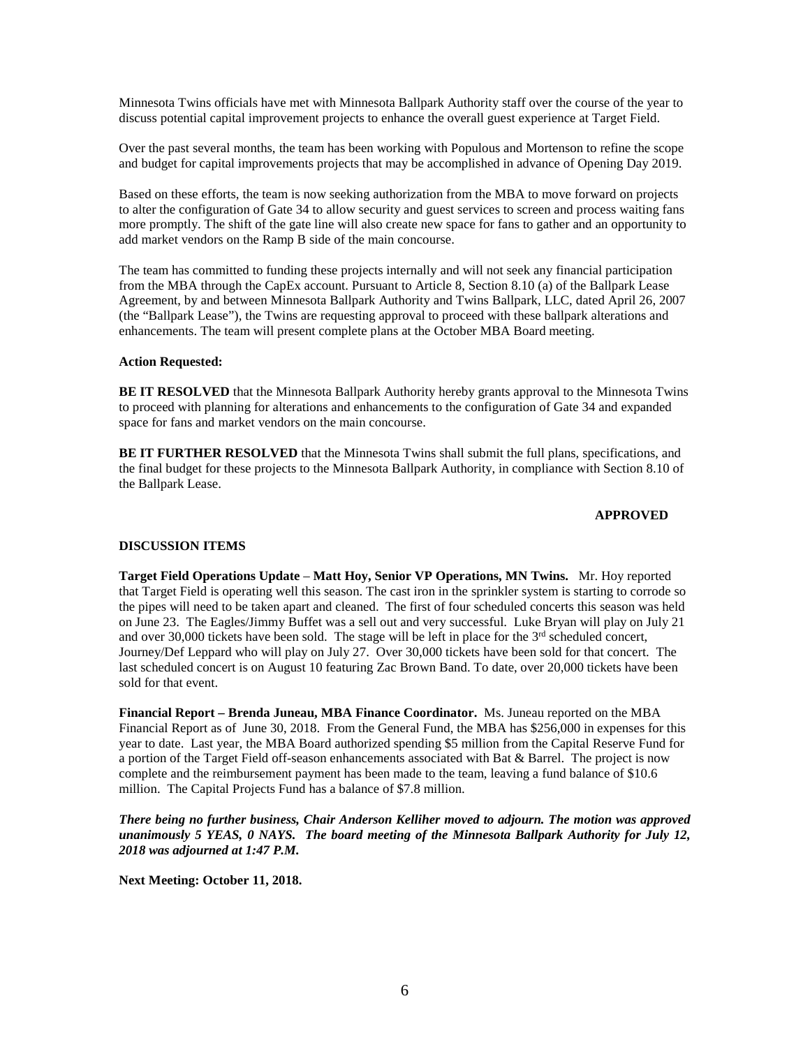Minnesota Twins officials have met with Minnesota Ballpark Authority staff over the course of the year to discuss potential capital improvement projects to enhance the overall guest experience at Target Field.

Over the past several months, the team has been working with Populous and Mortenson to refine the scope and budget for capital improvements projects that may be accomplished in advance of Opening Day 2019.

Based on these efforts, the team is now seeking authorization from the MBA to move forward on projects to alter the configuration of Gate 34 to allow security and guest services to screen and process waiting fans more promptly. The shift of the gate line will also create new space for fans to gather and an opportunity to add market vendors on the Ramp B side of the main concourse.

The team has committed to funding these projects internally and will not seek any financial participation from the MBA through the CapEx account. Pursuant to Article 8, Section 8.10 (a) of the Ballpark Lease Agreement, by and between Minnesota Ballpark Authority and Twins Ballpark, LLC, dated April 26, 2007 (the "Ballpark Lease"), the Twins are requesting approval to proceed with these ballpark alterations and enhancements. The team will present complete plans at the October MBA Board meeting.

**Action Requested:**

**BE IT RESOLVED** that the Minnesota Ballpark Authority hereby grants approval to the Minnesota Twins to proceed with planning for alterations and enhancements to the configuration of Gate 34 and expanded space for fans and market vendors on the main concourse.

**BE IT FURTHER RESOLVED** that the Minnesota Twins shall submit the full plans, specifications, and the final budget for these projects to the Minnesota Ballpark Authority, in compliance with Section 8.10 of the Ballpark Lease.

**APPROVED**

**DISCUSSION ITEMS**

**Target Field Operations Update** – **Matt Hoy, Senior VP Operations, MN Twins.** Mr. Hoy reported that Target Field is operating well this season. The cast iron in the sprinkler system is starting to corrode so the pipes will need to be taken apart and cleaned. The first of four scheduled concerts this season was held on June 23. The Eagles/Jimmy Buffet was a sell out and very successful. Luke Bryan will play on July 21 and over 30,000 tickets have been sold. The stage will be left in place for the 3rd scheduled concert, Journey/Def Leppard who will play on July 27. Over 30,000 tickets have been sold for that concert. The last scheduled concert is on August 10 featuring Zac Brown Band. To date, over 20,000 tickets have been sold for that event.

**Financial Report – Brenda Juneau, MBA Finance Coordinator.** Ms. Juneau reported on the MBA Financial Report as of June 30, 2018. From the General Fund, the MBA has $256,000 in expenses for this year to date. Last year, the MBA Board authorized spending $5 million from the Capital Reserve Fund for a portion of the Target Field off-season enhancements associated with Bat & Barrel. The project is now complete and the reimbursement payment has been made to the team, leaving a fund balance of $10.6 million. The Capital Projects Fund has a balance of $7.8 million.

***There being no further business, Chair Anderson Kelliher moved to adjourn. The motion was approved unanimously 5 YEAS, 0 NAYS. The board meeting of the Minnesota Ballpark Authority for July 12, 2018 was adjourned at 1:47 P.M.***

**Next Meeting: October 11, 2018.**